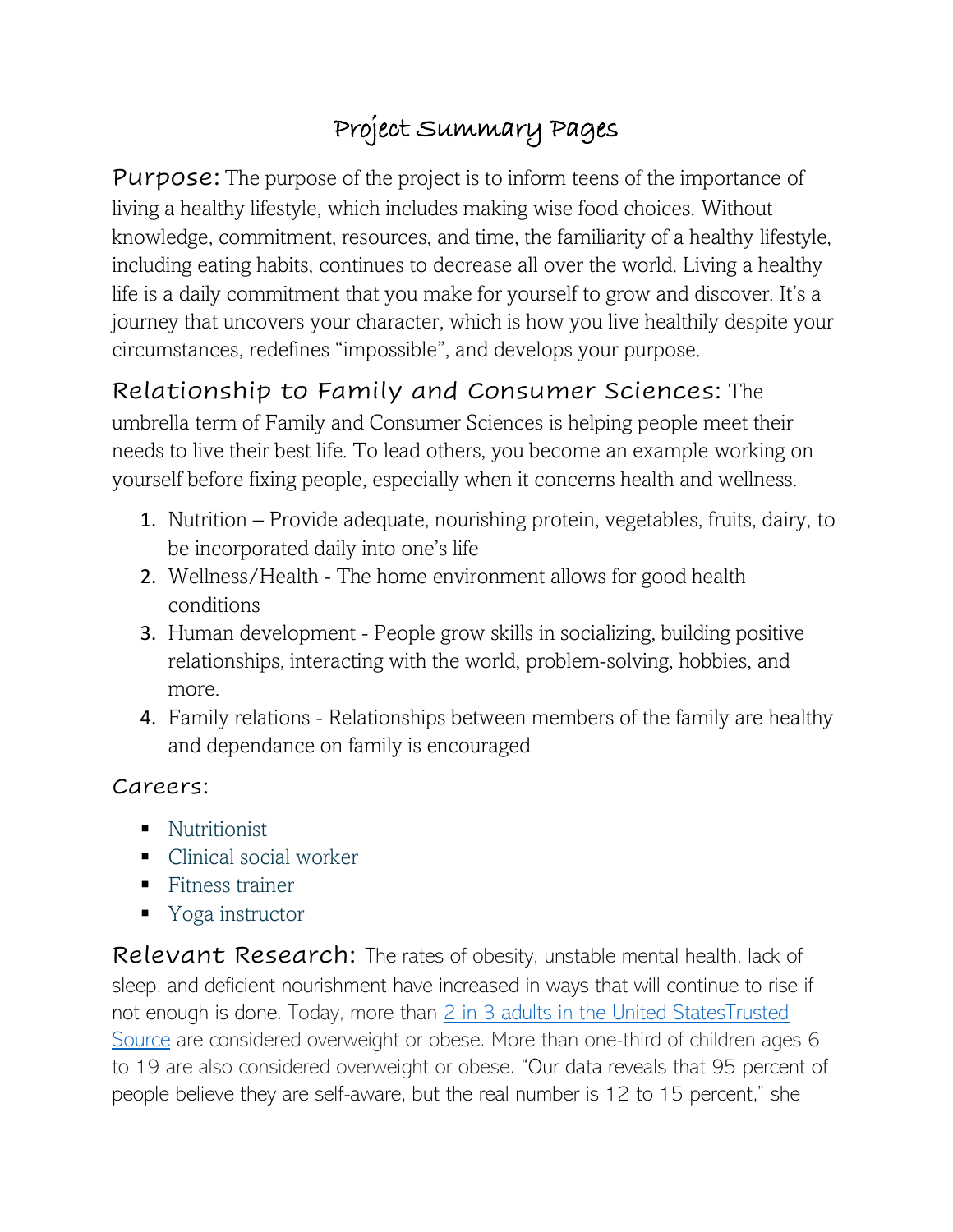# Project Summary Pages

**Purpose:** The purpose of the project is to inform teens of the importance of living a healthy lifestyle, which includes making wise food choices. Without knowledge, commitment, resources, and time, the familiarity of a healthy lifestyle, including eating habits, continues to decrease all over the world. Living a healthy life is a daily commitment that you make for yourself to grow and discover. It's a journey that uncovers your character, which is how you live healthily despite your circumstances, redefines "impossible", and develops your purpose.

**Relationship to Family and Consumer Sciences:** The umbrella term of Family and Consumer Sciences is helping people meet their needs to live their best life. To lead others, you become an example working on yourself before fixing people, especially when it concerns health and wellness.

1. Nutrition – Provide adequate, nourishing protein, vegetables, fruits, dairy, to be incorporated daily into one's life
2. Wellness/Health - The home environment allows for good health conditions
3. Human development - People grow skills in socializing, building positive relationships, interacting with the world, problem-solving, hobbies, and more.
4. Family relations - Relationships between members of the family are healthy and dependance on family is encouraged

**Careers:**

- Nutritionist
- Clinical social worker
- Fitness trainer
- Yoga instructor

**Relevant Research:** The rates of obesity, unstable mental health, lack of sleep, and deficient nourishment have increased in ways that will continue to rise if not enough is done. Today, more than 2 in 3 adults in the United StatesTrusted Source are considered overweight or obese. More than one-third of children ages 6 to 19 are also considered overweight or obese. "Our data reveals that 95 percent of people believe they are self-aware, but the real number is 12 to 15 percent," she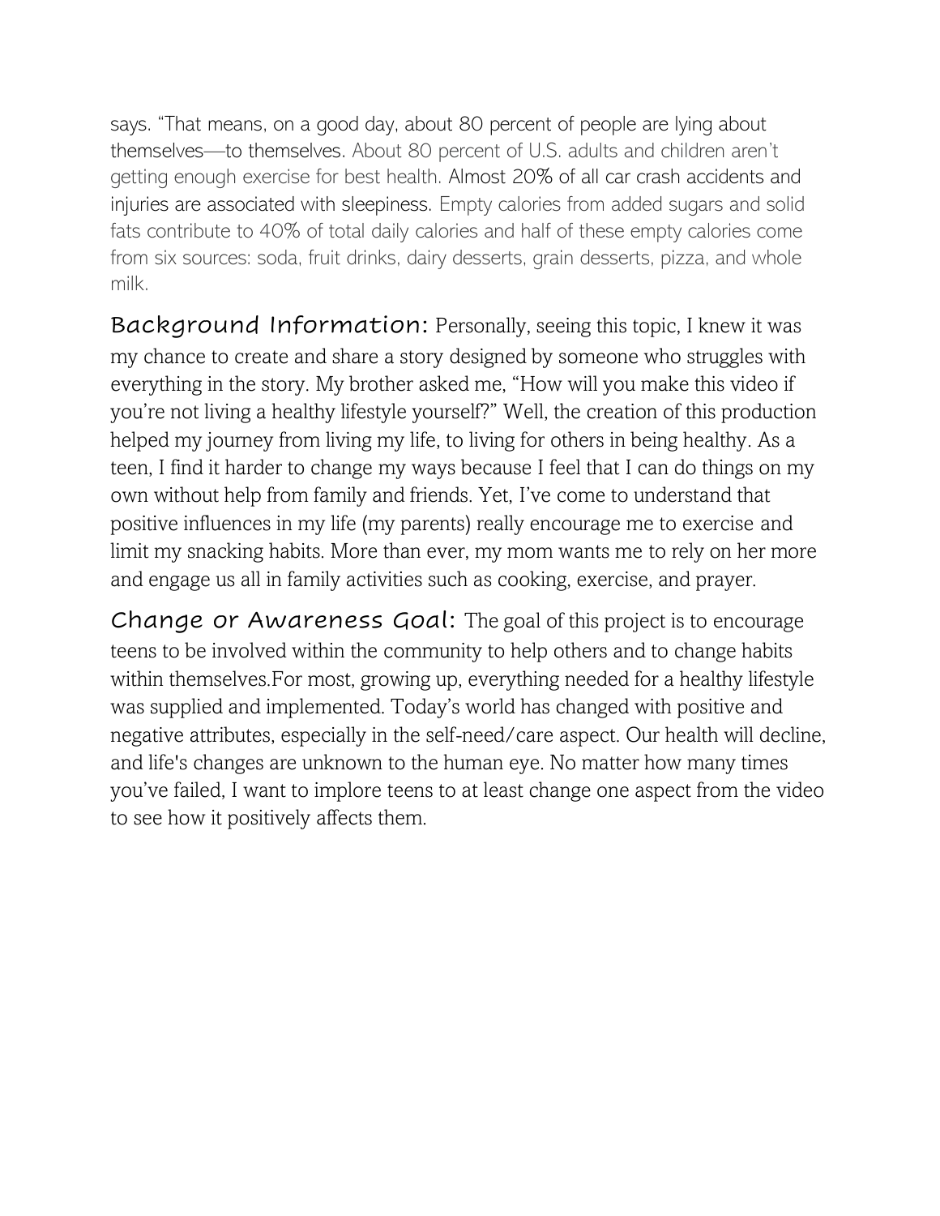says. "That means, on a good day, about 80 percent of people are lying about themselves—to themselves. About 80 percent of U.S. adults and children aren't getting enough exercise for best health. Almost 20% of all car crash accidents and injuries are associated with sleepiness. Empty calories from added sugars and solid fats contribute to 40% of total daily calories and half of these empty calories come from six sources: soda, fruit drinks, dairy desserts, grain desserts, pizza, and whole milk.

**Background Information:** Personally, seeing this topic, I knew it was my chance to create and share a story designed by someone who struggles with everything in the story. My brother asked me, "How will you make this video if you're not living a healthy lifestyle yourself?" Well, the creation of this production helped my journey from living my life, to living for others in being healthy. As a teen, I find it harder to change my ways because I feel that I can do things on my own without help from family and friends. Yet, I've come to understand that positive influences in my life (my parents) really encourage me to exercise and limit my snacking habits. More than ever, my mom wants me to rely on her more and engage us all in family activities such as cooking, exercise, and prayer.

**Change or Awareness Goal:** The goal of this project is to encourage teens to be involved within the community to help others and to change habits within themselves.For most, growing up, everything needed for a healthy lifestyle was supplied and implemented. Today's world has changed with positive and negative attributes, especially in the self-need/care aspect. Our health will decline, and life's changes are unknown to the human eye. No matter how many times you've failed, I want to implore teens to at least change one aspect from the video to see how it positively affects them.